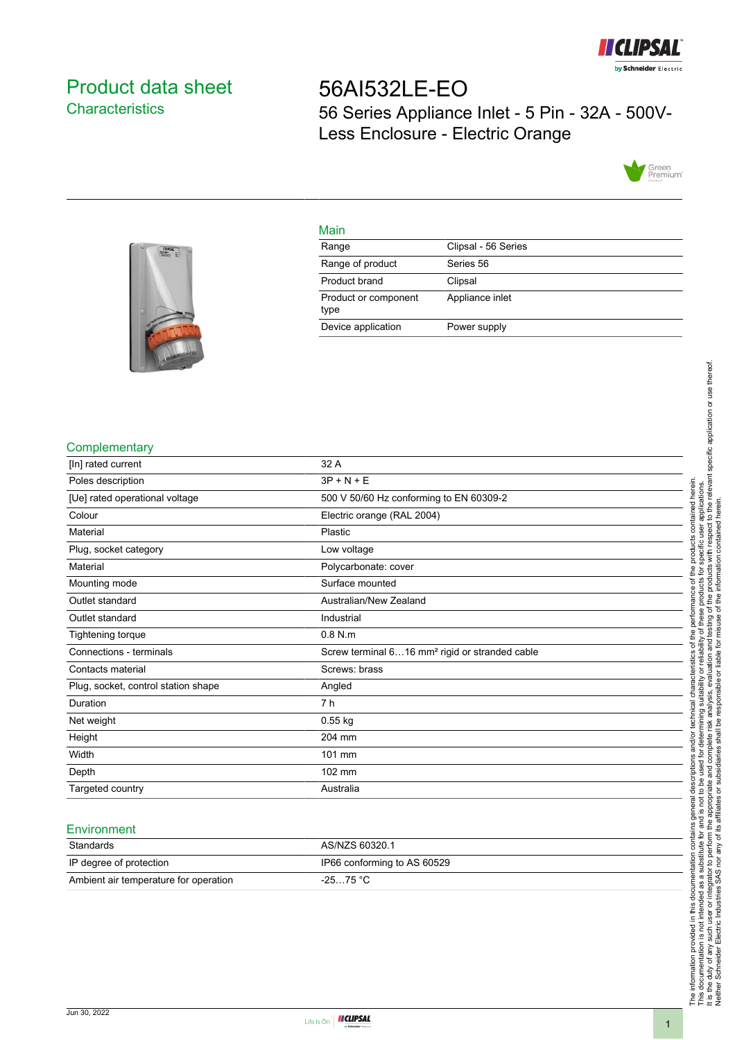# Product data sheet

## Characteristics

# 56AI532LE-EO

56 Series Appliance Inlet - 5 Pin - 32A - 500V- Less Enclosure - Electric Orange

## Main

| | |
|---|---|
| Range | Clipsal - 56 Series |
| Range of product | Series 56 |
| Product brand | Clipsal |
| Product or component type | Appliance inlet |
| Device application | Power supply |

## Complementary

| | |
|---|---|
| [In] rated current | 32 A |
| Poles description | 3P + N + E |
| [Ue] rated operational voltage | 500 V 50/60 Hz conforming to EN 60309-2 |
| Colour | Electric orange (RAL 2004) |
| Material | Plastic |
| Plug, socket category | Low voltage |
| Material | Polycarbonate: cover |
| Mounting mode | Surface mounted |
| Outlet standard | Australian/New Zealand |
| Outlet standard | Industrial |
| Tightening torque | 0.8 N.m |
| Connections - terminals | Screw terminal 6…16 mm² rigid or stranded cable |
| Contacts material | Screws: brass |
| Plug, socket, control station shape | Angled |
| Duration | 7 h |
| Net weight | 0.55 kg |
| Height | 204 mm |
| Width | 101 mm |
| Depth | 102 mm |
| Targeted country | Australia |

## Environment

| | |
|---|---|
| Standards | AS/NZS 60320.1 |
| IP degree of protection | IP66 conforming to AS 60529 |
| Ambient air temperature for operation | -25…75 °C |

The information provided in this documentation contains general descriptions and/or technical characteristics of the performance of the products contained herein. This documentation is not intended as a substitute for and is not to be used for determining suitability or reliability of these products for specific user applications. It is the duty of any such user or integrator to perform the appropriate and complete risk analysis, evaluation and testing of the products with respect to the relevant specific application or use thereof. Neither Schneider Electric Industries SAS nor any of its affiliates or subsidiaries shall be responsible or liable for misuse of the information contained herein.

Jun 30, 2022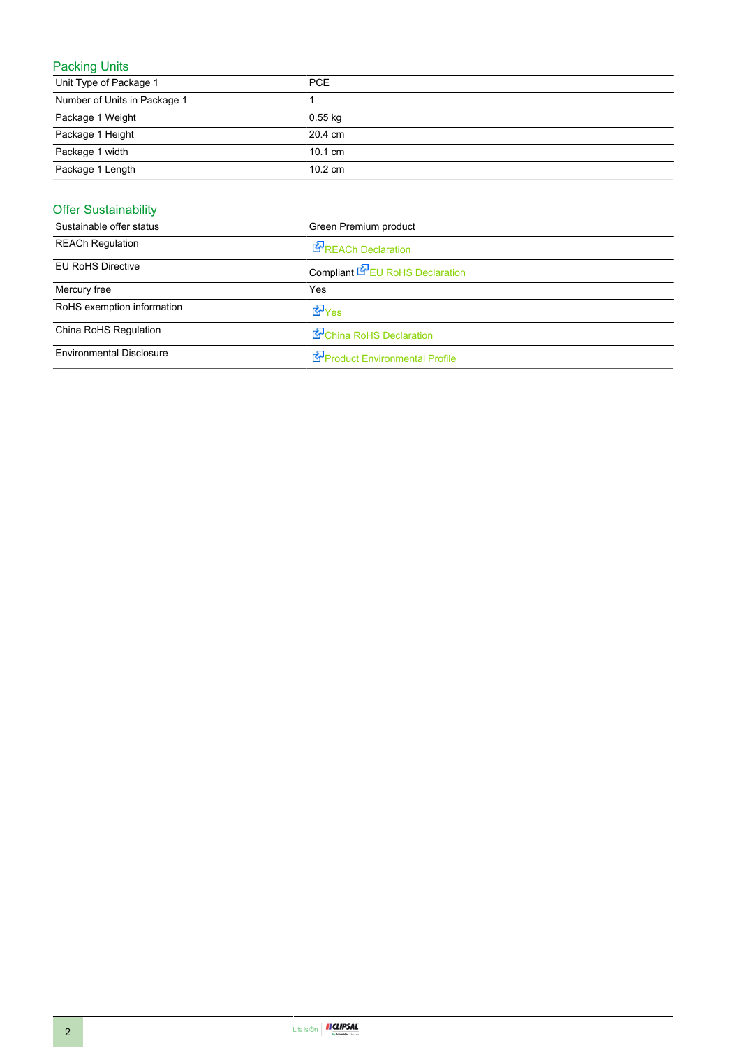## Packing Units

| | |
|---|---|
| Unit Type of Package 1 | PCE |
| Number of Units in Package 1 | 1 |
| Package 1 Weight | 0.55 kg |
| Package 1 Height | 20.4 cm |
| Package 1 width | 10.1 cm |
| Package 1 Length | 10.2 cm |

## Offer Sustainability

| | |
|---|---|
| Sustainable offer status | Green Premium product |
| REACh Regulation | REACh Declaration |
| EU RoHS Directive | Compliant EU RoHS Declaration |
| Mercury free | Yes |
| RoHS exemption information | Yes |
| China RoHS Regulation | China RoHS Declaration |
| Environmental Disclosure | Product Environmental Profile |